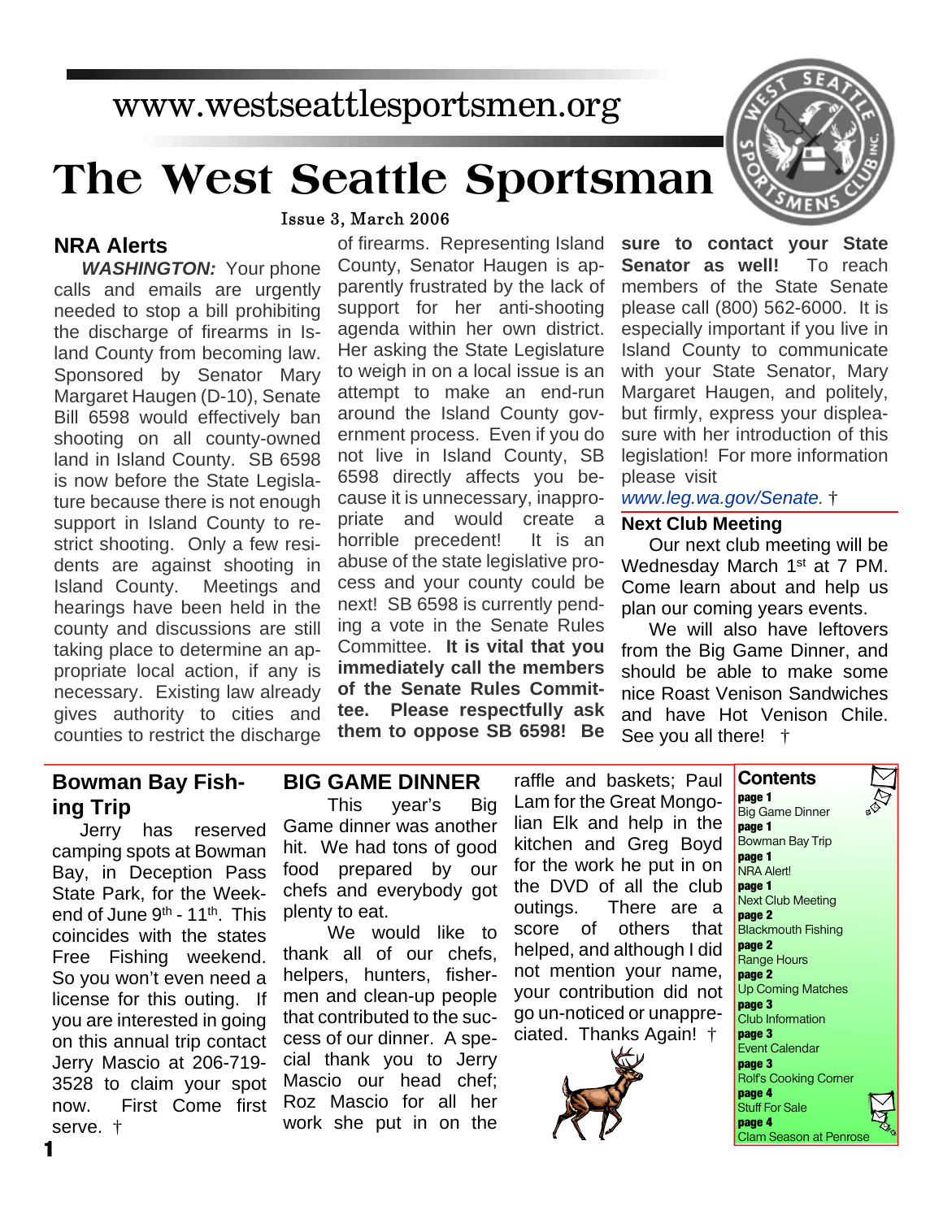www.westseattlesportsmen.org

# The West Seattle Sportsman

Issue 3, March 2006

## NRA Alerts

***WASHINGTON:*** Your phone calls and emails are urgently needed to stop a bill prohibiting the discharge of firearms in Island County from becoming law. Sponsored by Senator Mary Margaret Haugen (D-10), Senate Bill 6598 would effectively ban shooting on all county-owned land in Island County. SB 6598 is now before the State Legislature because there is not enough support in Island County to restrict shooting. Only a few residents are against shooting in Island County. Meetings and hearings have been held in the county and discussions are still taking place to determine an appropriate local action, if any is necessary. Existing law already gives authority to cities and counties to restrict the discharge of firearms. Representing Island County, Senator Haugen is apparently frustrated by the lack of support for her anti-shooting agenda within her own district. Her asking the State Legislature to weigh in on a local issue is an attempt to make an end-run around the Island County government process. Even if you do not live in Island County, SB 6598 directly affects you because it is unnecessary, inappropriate and would create a horrible precedent! It is an abuse of the state legislative process and your county could be next! SB 6598 is currently pending a vote in the Senate Rules Committee. **It is vital that you immediately call the members of the Senate Rules Committee. Please respectfully ask them to oppose SB 6598! Be sure to contact your State Senator as well!** To reach members of the State Senate please call (800) 562-6000. It is especially important if you live in Island County to communicate with your State Senator, Mary Margaret Haugen, and politely, but firmly, express your displeasure with her introduction of this legislation! For more information please visit *www.leg.wa.gov/Senate.* †

## Next Club Meeting

Our next club meeting will be Wednesday March 1st at 7 PM. Come learn about and help us plan our coming years events.

We will also have leftovers from the Big Game Dinner, and should be able to make some nice Roast Venison Sandwiches and have Hot Venison Chile. See you all there! †

## Bowman Bay Fishing Trip

Jerry has reserved camping spots at Bowman Bay, in Deception Pass State Park, for the Weekend of June 9th - 11th. This coincides with the states Free Fishing weekend. So you won't even need a license for this outing. If you are interested in going on this annual trip contact Jerry Mascio at 206-719-3528 to claim your spot now. First Come first serve. †

## BIG GAME DINNER

This year's Big Game dinner was another hit. We had tons of good food prepared by our chefs and everybody got plenty to eat.

We would like to thank all of our chefs, helpers, hunters, fishermen and clean-up people that contributed to the success of our dinner. A special thank you to Jerry Mascio our head chef; Roz Mascio for all her work she put in on the raffle and baskets; Paul Lam for the Great Mongolian Elk and help in the kitchen and Greg Boyd for the work he put in on the DVD of all the club outings. There are a score of others that helped, and although I did not mention your name, your contribution did not go un-noticed or unappreciated. Thanks Again! †

## Contents

- page 1 — Big Game Dinner
- page 1 — Bowman Bay Trip
- page 1 — NRA Alert!
- page 1 — Next Club Meeting
- page 2 — Blackmouth Fishing
- page 2 — Range Hours
- page 2 — Up Coming Matches
- page 3 — Club Information
- page 3 — Event Calendar
- page 3 — Rolf's Cooking Corner
- page 4 — Stuff For Sale
- page 4 — Clam Season at Penrose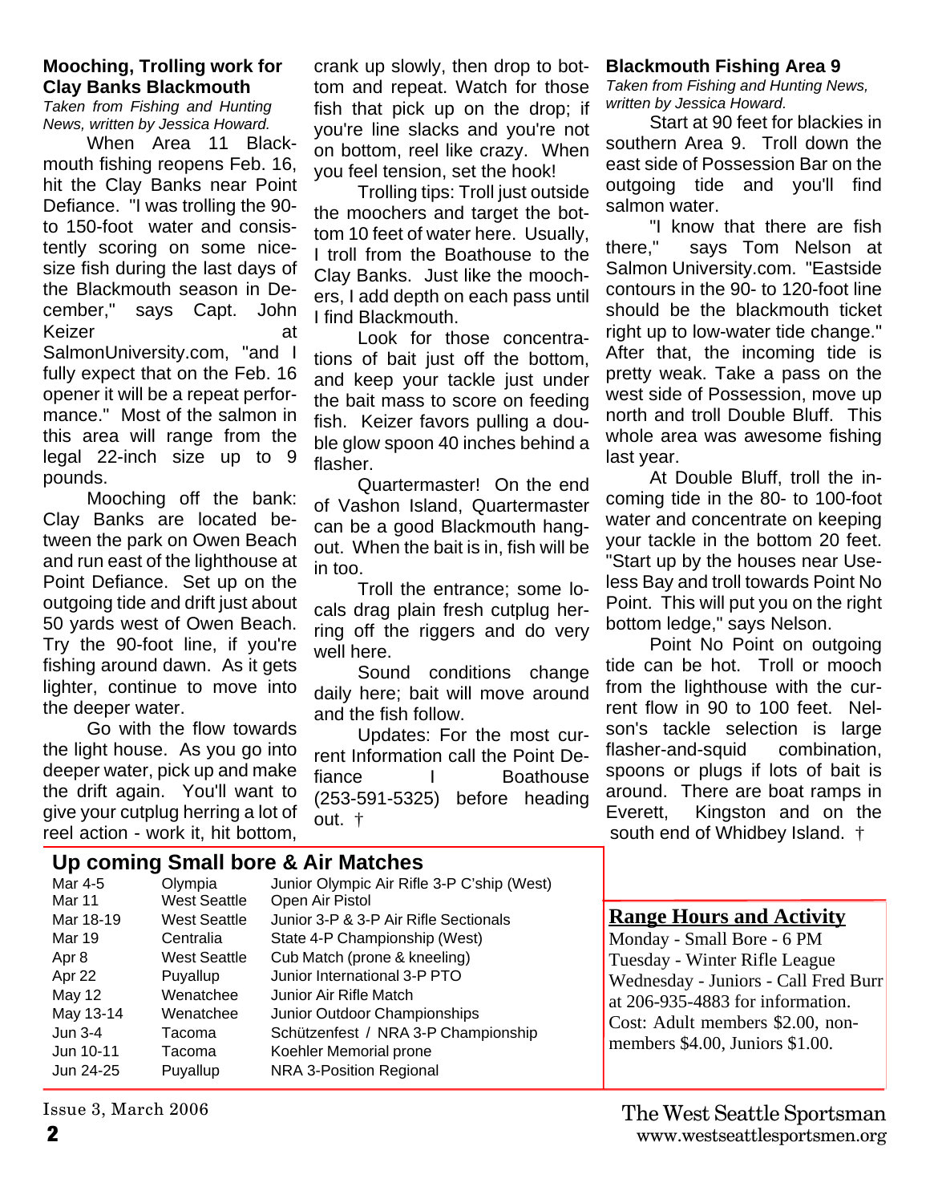### Mooching, Trolling work for Clay Banks Blackmouth

*Taken from Fishing and Hunting News, written by Jessica Howard.*

When Area 11 Blackmouth fishing reopens Feb. 16, hit the Clay Banks near Point Defiance. "I was trolling the 90- to 150-foot water and consistently scoring on some nice-size fish during the last days of the Blackmouth season in December," says Capt. John Keizer at SalmonUniversity.com, "and I fully expect that on the Feb. 16 opener it will be a repeat performance." Most of the salmon in this area will range from the legal 22-inch size up to 9 pounds.

Mooching off the bank: Clay Banks are located between the park on Owen Beach and run east of the lighthouse at Point Defiance. Set up on the outgoing tide and drift just about 50 yards west of Owen Beach. Try the 90-foot line, if you're fishing around dawn. As it gets lighter, continue to move into the deeper water.

Go with the flow towards the light house. As you go into deeper water, pick up and make the drift again. You'll want to give your cutplug herring a lot of reel action - work it, hit bottom, crank up slowly, then drop to bottom and repeat. Watch for those fish that pick up on the drop; if you're line slacks and you're not on bottom, reel like crazy. When you feel tension, set the hook!

Trolling tips: Troll just outside the moochers and target the bottom 10 feet of water here. Usually, I troll from the Boathouse to the Clay Banks. Just like the moochers, I add depth on each pass until I find Blackmouth.

Look for those concentrations of bait just off the bottom, and keep your tackle just under the bait mass to score on feeding fish. Keizer favors pulling a double glow spoon 40 inches behind a flasher.

Quartermaster! On the end of Vashon Island, Quartermaster can be a good Blackmouth hangout. When the bait is in, fish will be in too.

Troll the entrance; some locals drag plain fresh cutplug herring off the riggers and do very well here.

Sound conditions change daily here; bait will move around and the fish follow.

Updates: For the most current Information call the Point Defiance I Boathouse (253-591-5325) before heading out. †

### Blackmouth Fishing Area 9

*Taken from Fishing and Hunting News, written by Jessica Howard.*

Start at 90 feet for blackies in southern Area 9. Troll down the east side of Possession Bar on the outgoing tide and you'll find salmon water.

"I know that there are fish there," says Tom Nelson at Salmon University.com. "Eastside contours in the 90- to 120-foot line should be the blackmouth ticket right up to low-water tide change." After that, the incoming tide is pretty weak. Take a pass on the west side of Possession, move up north and troll Double Bluff. This whole area was awesome fishing last year.

At Double Bluff, troll the incoming tide in the 80- to 100-foot water and concentrate on keeping your tackle in the bottom 20 feet. "Start up by the houses near Useless Bay and troll towards Point No Point. This will put you on the right bottom ledge," says Nelson.

Point No Point on outgoing tide can be hot. Troll or mooch from the lighthouse with the current flow in 90 to 100 feet. Nelson's tackle selection is large flasher-and-squid combination, spoons or plugs if lots of bait is around. There are boat ramps in Everett, Kingston and on the south end of Whidbey Island. †

### Up coming Small bore & Air Matches

| | | |
|---|---|---|
| Mar 4-5 | Olympia | Junior Olympic Air Rifle 3-P C'ship (West) |
| Mar 11 | West Seattle | Open Air Pistol |
| Mar 18-19 | West Seattle | Junior 3-P & 3-P Air Rifle Sectionals |
| Mar 19 | Centralia | State 4-P Championship (West) |
| Apr 8 | West Seattle | Cub Match (prone & kneeling) |
| Apr 22 | Puyallup | Junior International 3-P PTO |
| May 12 | Wenatchee | Junior Air Rifle Match |
| May 13-14 | Wenatchee | Junior Outdoor Championships |
| Jun 3-4 | Tacoma | Schützenfest / NRA 3-P Championship |
| Jun 10-11 | Tacoma | Koehler Memorial prone |
| Jun 24-25 | Puyallup | NRA 3-Position Regional |

### Range Hours and Activity

Monday - Small Bore - 6 PM
Tuesday - Winter Rifle League
Wednesday - Juniors - Call Fred Burr at 206-935-4883 for information.
Cost: Adult members \$2.00, non-members \$4.00, Juniors \$1.00.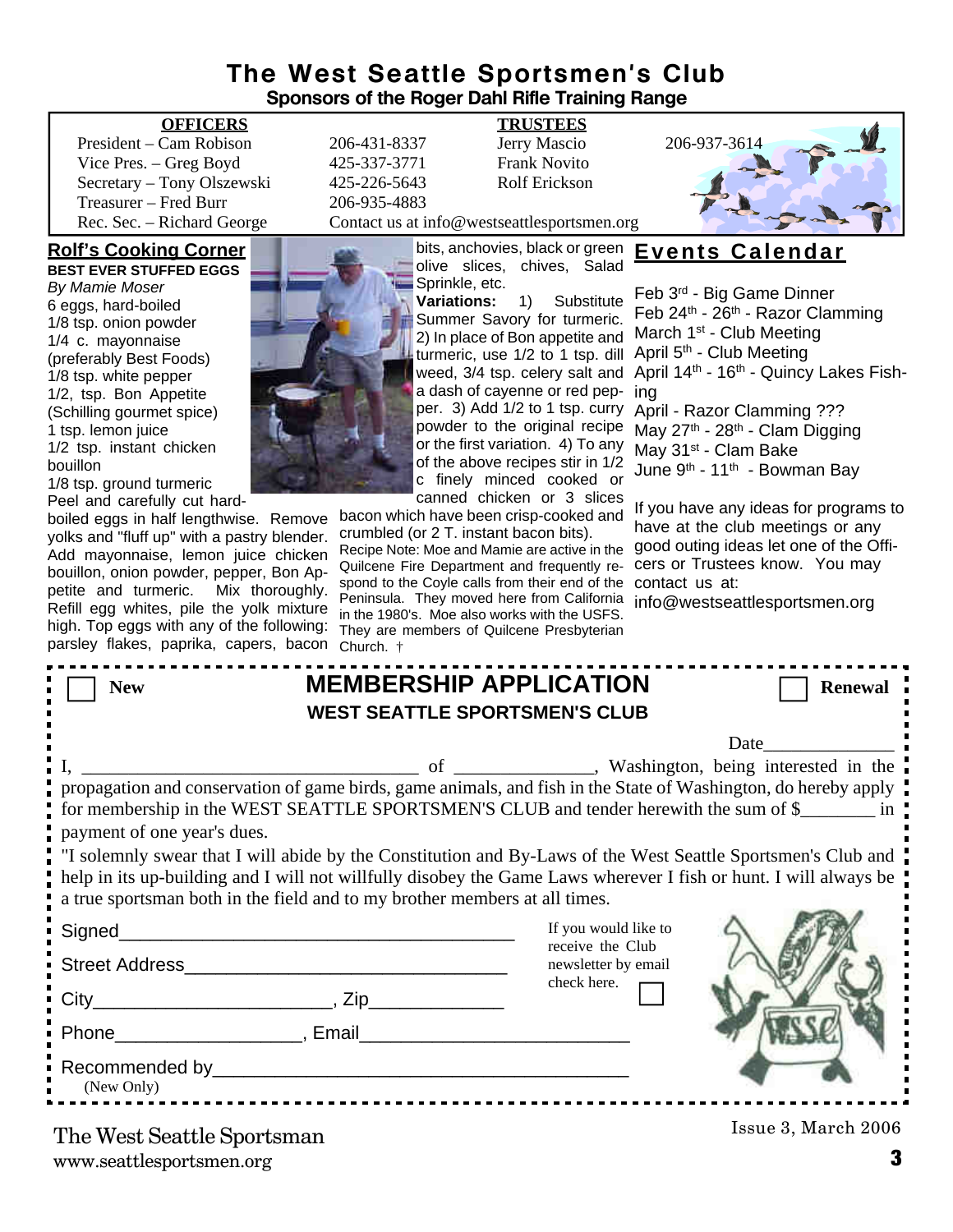# The West Seattle Sportsmen's Club

**Sponsors of the Roger Dahl Rifle Training Range**

| OFFICERS | | TRUSTEES | |
|---|---|---|---|
| President – Cam Robison | 206-431-8337 | Jerry Mascio | 206-937-3614 |
| Vice Pres. – Greg Boyd | 425-337-3771 | Frank Novito | |
| Secretary – Tony Olszewski | 425-226-5643 | Rolf Erickson | |
| Treasurer – Fred Burr | 206-935-4883 | | |
| Rec. Sec. – Richard George | Contact us at info@westseattlesportsmen.org | | |

## Rolf's Cooking Corner

**BEST EVER STUFFED EGGS**

*By Mamie Moser*

6 eggs, hard-boiled
1/8 tsp. onion powder
1/4 c. mayonnaise (preferably Best Foods)
1/8 tsp. white pepper
1/2, tsp. Bon Appetite (Schilling gourmet spice)
1 tsp. lemon juice
1/2 tsp. instant chicken bouillon
1/8 tsp. ground turmeric

Peel and carefully cut hard-boiled eggs in half lengthwise. Remove yolks and "fluff up" with a pastry blender. Add mayonnaise, lemon juice chicken bouillon, onion powder, pepper, Bon Appetite and turmeric. Mix thoroughly. Refill egg whites, pile the yolk mixture high. Top eggs with any of the following: parsley flakes, paprika, capers, bacon bits, anchovies, black or green olive slices, chives, Salad Sprinkle, etc.

**Variations:** 1) Substitute Summer Savory for turmeric. 2) In place of Bon appetite and turmeric, use 1/2 to 1 tsp. dill weed, 3/4 tsp. celery salt and a dash of cayenne or red pepper. 3) Add 1/2 to 1 tsp. curry powder to the original recipe or the first variation. 4) To any of the above recipes stir in 1/2 c finely minced cooked or canned chicken or 3 slices bacon which have been crisp-cooked and crumbled (or 2 T. instant bacon bits).

Recipe Note: Moe and Mamie are active in the Quilcene Fire Department and frequently respond to the Coyle calls from their end of the Peninsula. They moved here from California in the 1980's. Moe also works with the USFS. They are members of Quilcene Presbyterian Church. †

## Events Calendar

Feb 3rd - Big Game Dinner
Feb 24th - 26th - Razor Clamming
March 1st - Club Meeting
April 5th - Club Meeting
April 14th - 16th - Quincy Lakes Fishing
April - Razor Clamming ???
May 27th - 28th - Clam Digging
May 31st - Clam Bake
June 9th - 11th - Bowman Bay

If you have any ideas for programs to have at the club meetings or any good outing ideas let one of the Officers or Trustees know. You may contact us at: info@westseattlesportsmen.org

---

☐ New

## MEMBERSHIP APPLICATION

**WEST SEATTLE SPORTSMEN'S CLUB**

☐ Renewal

Date______________

I, ___________________________________ of _______________, Washington, being interested in the propagation and conservation of game birds, game animals, and fish in the State of Washington, do hereby apply for membership in the WEST SEATTLE SPORTSMEN'S CLUB and tender herewith the sum of $________ in payment of one year's dues.

"I solemnly swear that I will abide by the Constitution and By-Laws of the West Seattle Sportsmen's Club and help in its up-building and I will not willfully disobey the Game Laws wherever I fish or hunt. I will always be a true sportsman both in the field and to my brother members at all times.

Signed_______________________________________

Street Address_______________________________

City______________________, Zip_____________

Phone_________________, Email_________________________

Recommended by_______________________________________
(New Only)

If you would like to receive the Club newsletter by email check here. ☐

The West Seattle Sportsman
www.seattlesportsmen.org

Issue 3, March 2006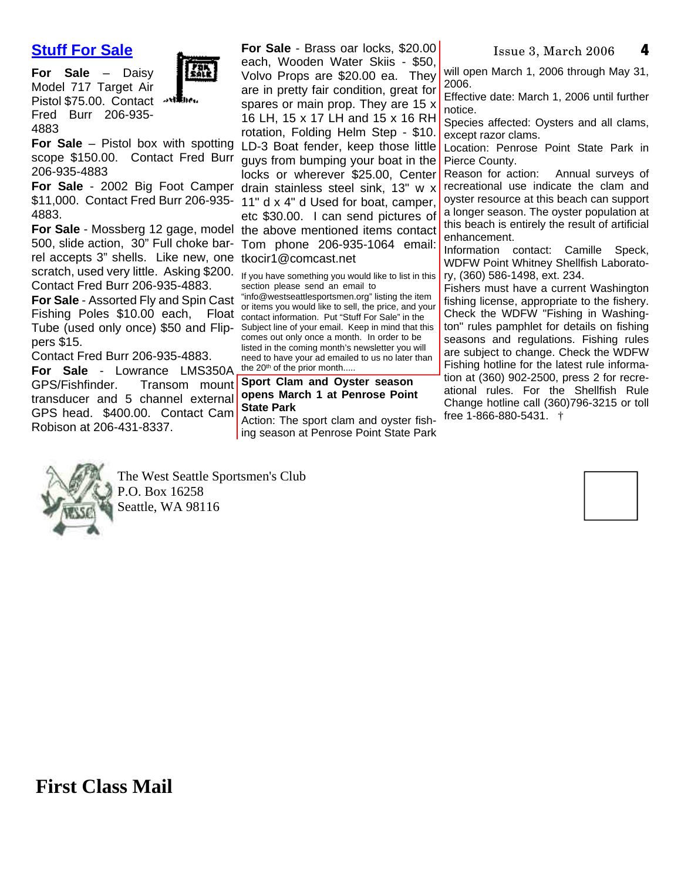## Stuff For Sale

**For Sale** – Daisy Model 717 Target Air Pistol $75.00. Contact Fred Burr 206-935-4883

**For Sale** – Pistol box with spotting scope $150.00. Contact Fred Burr 206-935-4883

**For Sale** - 2002 Big Foot Camper $11,000. Contact Fred Burr 206-935-4883.

**For Sale** - Mossberg 12 gage, model 500, slide action, 30" Full choke barrel accepts 3" shells. Like new, one scratch, used very little. Asking $200. Contact Fred Burr 206-935-4883.

**For Sale** - Assorted Fly and Spin Cast Fishing Poles $10.00 each, Float Tube (used only once) $50 and Flippers $15.

Contact Fred Burr 206-935-4883.

**For Sale** - Lowrance LMS350A GPS/Fishfinder. Transom mount transducer and 5 channel external GPS head. $400.00. Contact Cam Robison at 206-431-8337.

**For Sale** - Brass oar locks, $20.00 each, Wooden Water Skiis - $50, Volvo Props are $20.00 ea. They are in pretty fair condition, great for spares or main prop. They are 15 x 16 LH, 15 x 17 LH and 15 x 16 RH rotation, Folding Helm Step - $10. LD-3 Boat fender, keep those little guys from bumping your boat in the locks or wherever $25.00, Center drain stainless steel sink, 13" w x 11" d x 4" d Used for boat, camper, etc $30.00. I can send pictures of the above mentioned items contact Tom phone 206-935-1064 email: tkocir1@comcast.net

If you have something you would like to list in this section please send an email to "info@westseattlesportsmen.org" listing the item or items you would like to sell, the price, and your contact information. Put "Stuff For Sale" in the Subject line of your email. Keep in mind that this comes out only once a month. In order to be listed in the coming month's newsletter you will need to have your ad emailed to us no later than the 20th of the prior month.....

**Sport Clam and Oyster season opens March 1 at Penrose Point State Park**

Action: The sport clam and oyster fishing season at Penrose Point State Park will open March 1, 2006 through May 31, 2006.

Effective date: March 1, 2006 until further notice.

Species affected: Oysters and all clams, except razor clams.

Location: Penrose Point State Park in Pierce County.

Reason for action: Annual surveys of recreational use indicate the clam and oyster resource at this beach can support a longer season. The oyster population at this beach is entirely the result of artificial enhancement.

Information contact: Camille Speck, WDFW Point Whitney Shellfish Laboratory, (360) 586-1498, ext. 234.

Fishers must have a current Washington fishing license, appropriate to the fishery. Check the WDFW "Fishing in Washington" rules pamphlet for details on fishing seasons and regulations. Fishing rules are subject to change. Check the WDFW Fishing hotline for the latest rule information at (360) 902-2500, press 2 for recreational rules. For the Shellfish Rule Change hotline call (360)796-3215 or toll free 1-866-880-5431. †

The West Seattle Sportsmen's Club
P.O. Box 16258
Seattle, WA 98116

**First Class Mail**